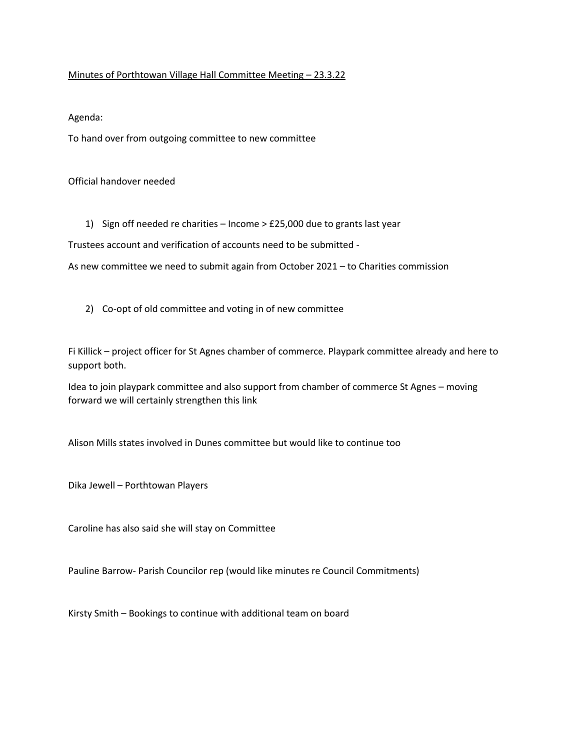<u>Minutes of Porthtowan Village Hall Committee Meeting – 23.3.22</u>

Agenda:

To hand over from outgoing committee to new committee

Official handover needed

1) Sign off needed re charities – Income > £25,000 due to grants last year

Trustees account and verification of accounts need to be submitted -

As new committee we need to submit again from October 2021 – to Charities commission

2) Co-opt of old committee and voting in of new committee

Fi Killick – project officer for St Agnes chamber of commerce. Playpark committee already and here to support both.

Idea to join playpark committee and also support from chamber of commerce St Agnes – moving forward we will certainly strengthen this link

Alison Mills states involved in Dunes committee but would like to continue too

Dika Jewell – Porthtowan Players

Caroline has also said she will stay on Committee

Pauline Barrow- Parish Councilor rep (would like minutes re Council Commitments)

Kirsty Smith – Bookings to continue with additional team on board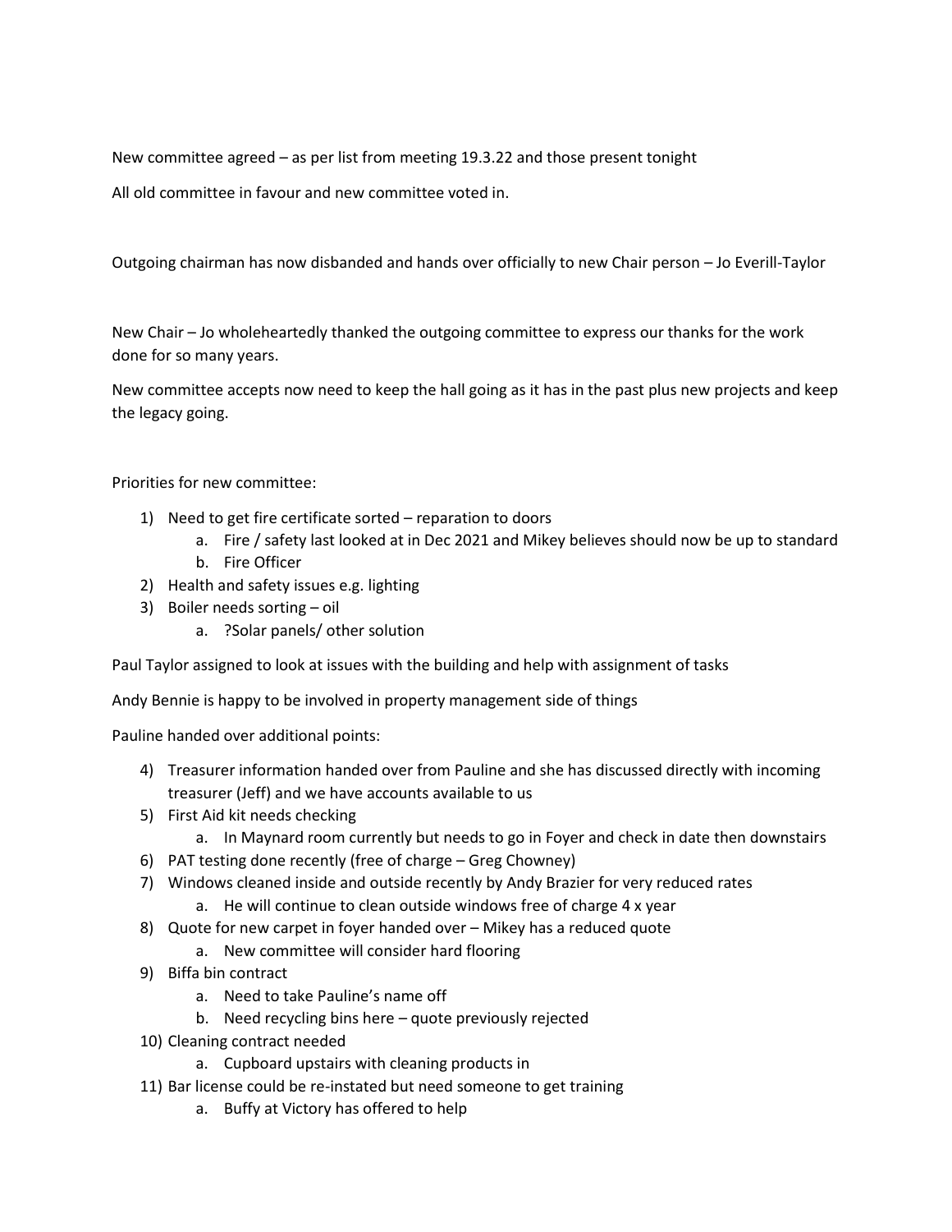New committee agreed – as per list from meeting 19.3.22 and those present tonight

All old committee in favour and new committee voted in.

Outgoing chairman has now disbanded and hands over officially to new Chair person – Jo Everill-Taylor

New Chair – Jo wholeheartedly thanked the outgoing committee to express our thanks for the work done for so many years.

New committee accepts now need to keep the hall going as it has in the past plus new projects and keep the legacy going.

Priorities for new committee:

1) Need to get fire certificate sorted – reparation to doors
   a. Fire / safety last looked at in Dec 2021 and Mikey believes should now be up to standard
   b. Fire Officer
2) Health and safety issues e.g. lighting
3) Boiler needs sorting – oil
   a. ?Solar panels/ other solution

Paul Taylor assigned to look at issues with the building and help with assignment of tasks

Andy Bennie is happy to be involved in property management side of things

Pauline handed over additional points:

4) Treasurer information handed over from Pauline and she has discussed directly with incoming treasurer (Jeff) and we have accounts available to us
5) First Aid kit needs checking
   a. In Maynard room currently but needs to go in Foyer and check in date then downstairs
6) PAT testing done recently (free of charge – Greg Chowney)
7) Windows cleaned inside and outside recently by Andy Brazier for very reduced rates
   a. He will continue to clean outside windows free of charge 4 x year
8) Quote for new carpet in foyer handed over – Mikey has a reduced quote
   a. New committee will consider hard flooring
9) Biffa bin contract
   a. Need to take Pauline's name off
   b. Need recycling bins here – quote previously rejected
10) Cleaning contract needed
    a. Cupboard upstairs with cleaning products in
11) Bar license could be re-instated but need someone to get training
    a. Buffy at Victory has offered to help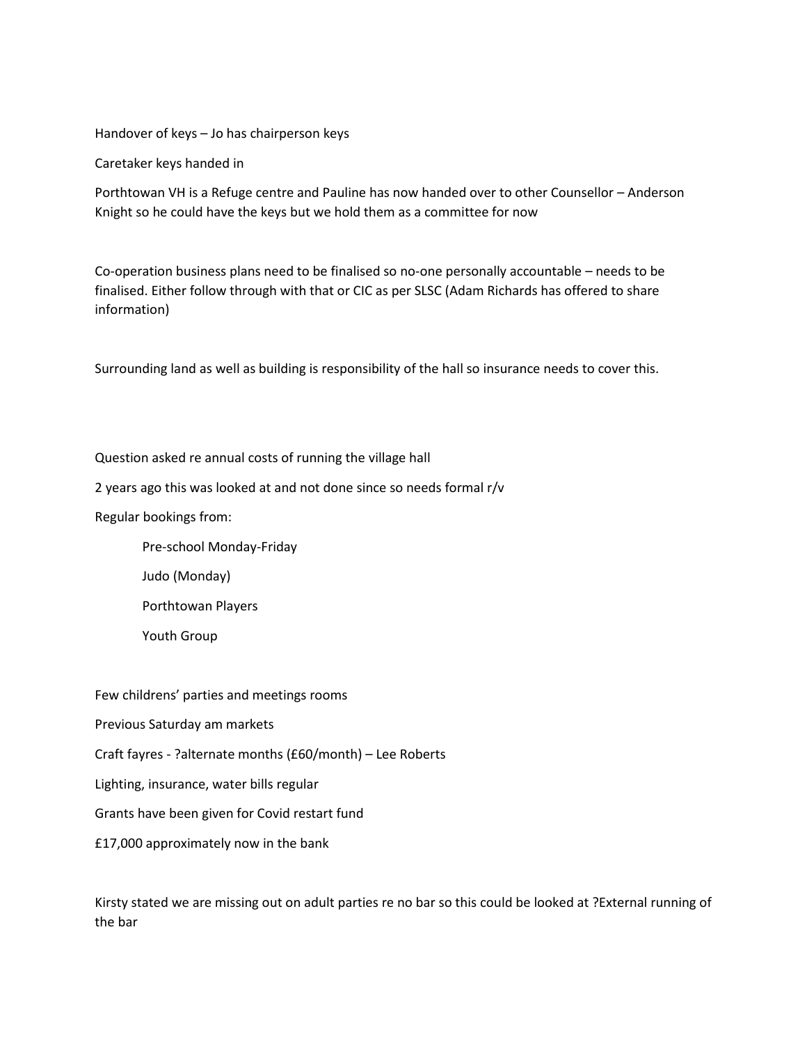Handover of keys – Jo has chairperson keys

Caretaker keys handed in

Porthtowan VH is a Refuge centre and Pauline has now handed over to other Counsellor – Anderson Knight so he could have the keys but we hold them as a committee for now

Co-operation business plans need to be finalised so no-one personally accountable – needs to be finalised. Either follow through with that or CIC as per SLSC (Adam Richards has offered to share information)

Surrounding land as well as building is responsibility of the hall so insurance needs to cover this.

Question asked re annual costs of running the village hall

2 years ago this was looked at and not done since so needs formal r/v

Regular bookings from:

- Pre-school Monday-Friday
- Judo (Monday)
- Porthtowan Players
- Youth Group

Few childrens' parties and meetings rooms

Previous Saturday am markets

Craft fayres - ?alternate months (£60/month) – Lee Roberts

Lighting, insurance, water bills regular

Grants have been given for Covid restart fund

£17,000 approximately now in the bank

Kirsty stated we are missing out on adult parties re no bar so this could be looked at ?External running of the bar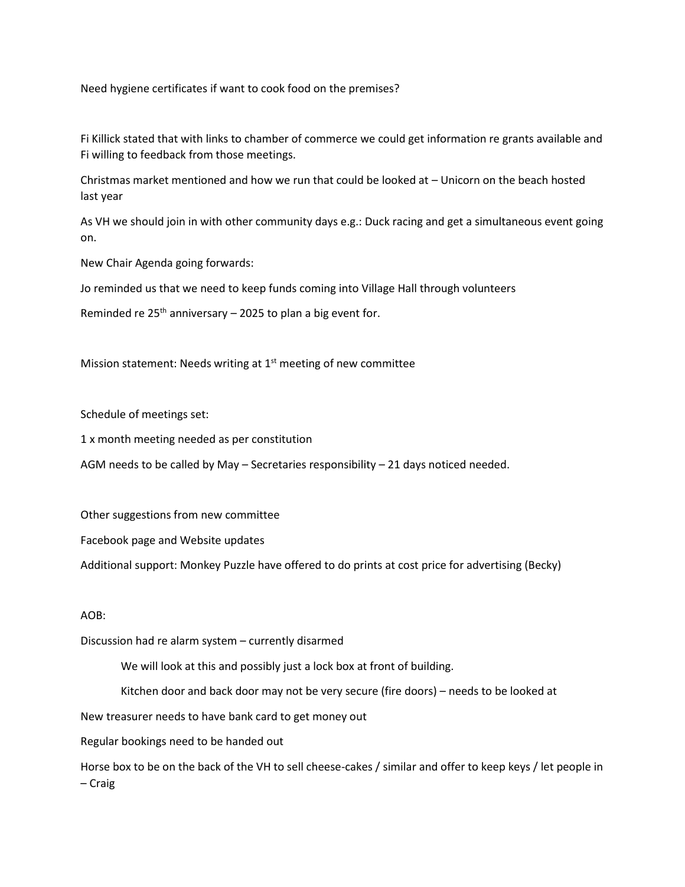Need hygiene certificates if want to cook food on the premises?

Fi Killick stated that with links to chamber of commerce we could get information re grants available and Fi willing to feedback from those meetings.

Christmas market mentioned and how we run that could be looked at – Unicorn on the beach hosted last year

As VH we should join in with other community days e.g.: Duck racing and get a simultaneous event going on.

New Chair Agenda going forwards:

Jo reminded us that we need to keep funds coming into Village Hall through volunteers

Reminded re 25th anniversary – 2025 to plan a big event for.

Mission statement: Needs writing at 1st meeting of new committee

Schedule of meetings set:

1 x month meeting needed as per constitution

AGM needs to be called by May – Secretaries responsibility – 21 days noticed needed.

Other suggestions from new committee

Facebook page and Website updates

Additional support: Monkey Puzzle have offered to do prints at cost price for advertising (Becky)

AOB:

Discussion had re alarm system – currently disarmed

> We will look at this and possibly just a lock box at front of building.
>
> Kitchen door and back door may not be very secure (fire doors) – needs to be looked at

New treasurer needs to have bank card to get money out

Regular bookings need to be handed out

Horse box to be on the back of the VH to sell cheese-cakes / similar and offer to keep keys / let people in – Craig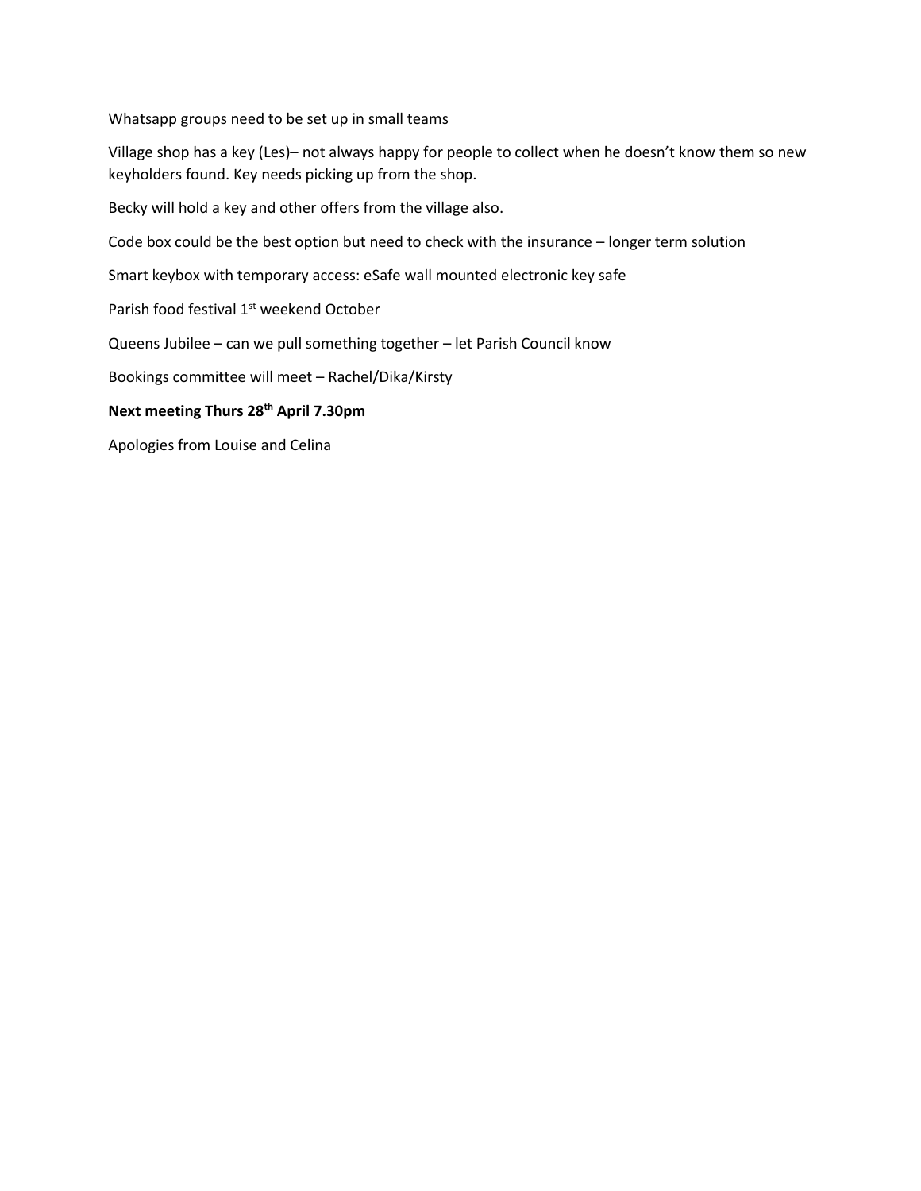Whatsapp groups need to be set up in small teams

Village shop has a key (Les)– not always happy for people to collect when he doesn't know them so new keyholders found. Key needs picking up from the shop.

Becky will hold a key and other offers from the village also.

Code box could be the best option but need to check with the insurance – longer term solution

Smart keybox with temporary access: eSafe wall mounted electronic key safe

Parish food festival 1st weekend October

Queens Jubilee – can we pull something together – let Parish Council know

Bookings committee will meet – Rachel/Dika/Kirsty

**Next meeting Thurs 28th April 7.30pm**

Apologies from Louise and Celina